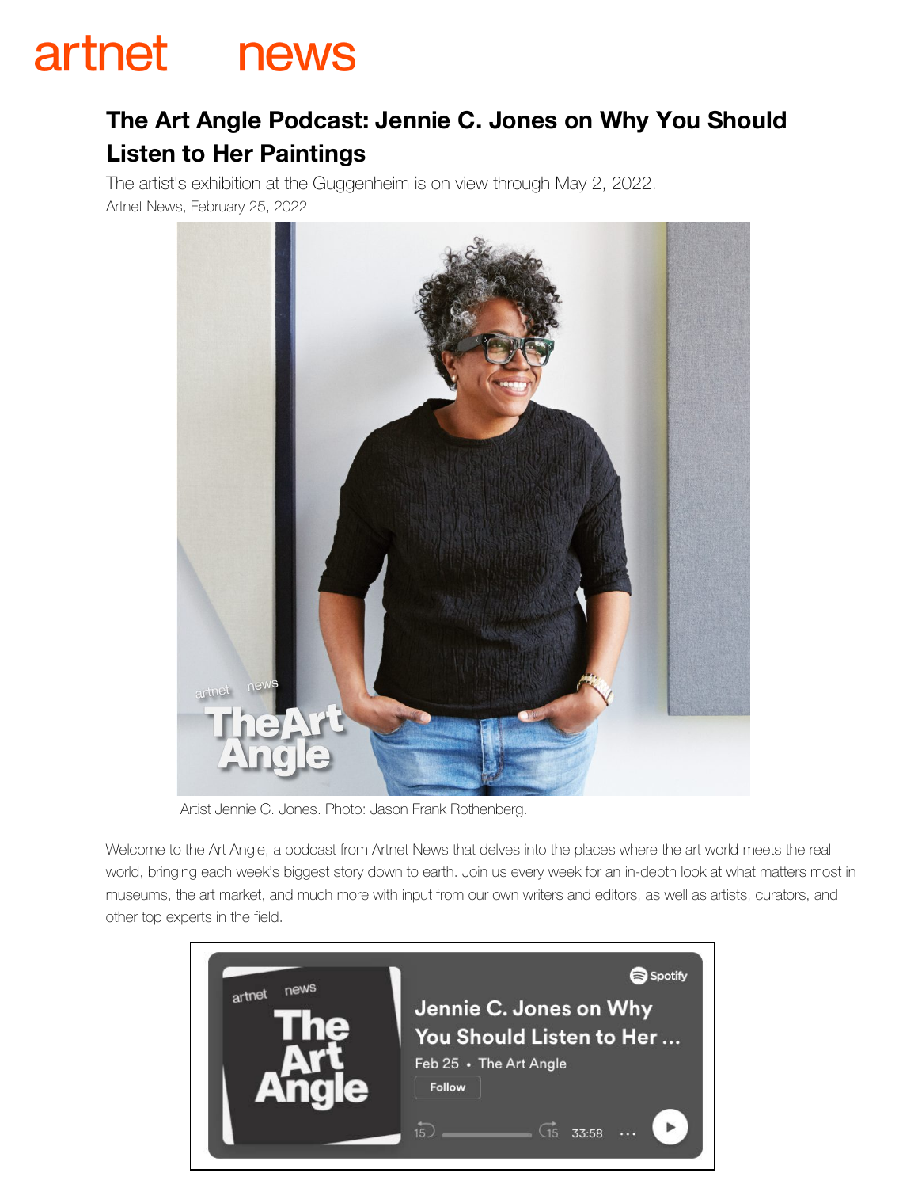artnet news

# The Art Angle Podcast: Jennie C. Jones on Why You Should Listen to Her Paintings

The artist's exhibition at the Guggenheim is on view through May 2, 2022.

Artnet News, February 25, 2022

Artist Jennie C. Jones. Photo: Jason Frank Rothenberg.

Welcome to the Art Angle, a podcast from Artnet News that delves into the places where the art world meets the real world, bringing each week's biggest story down to earth. Join us every week for an in-depth look at what matters most in museums, the art market, and much more with input from our own writers and editors, as well as artists, curators, and other top experts in the field.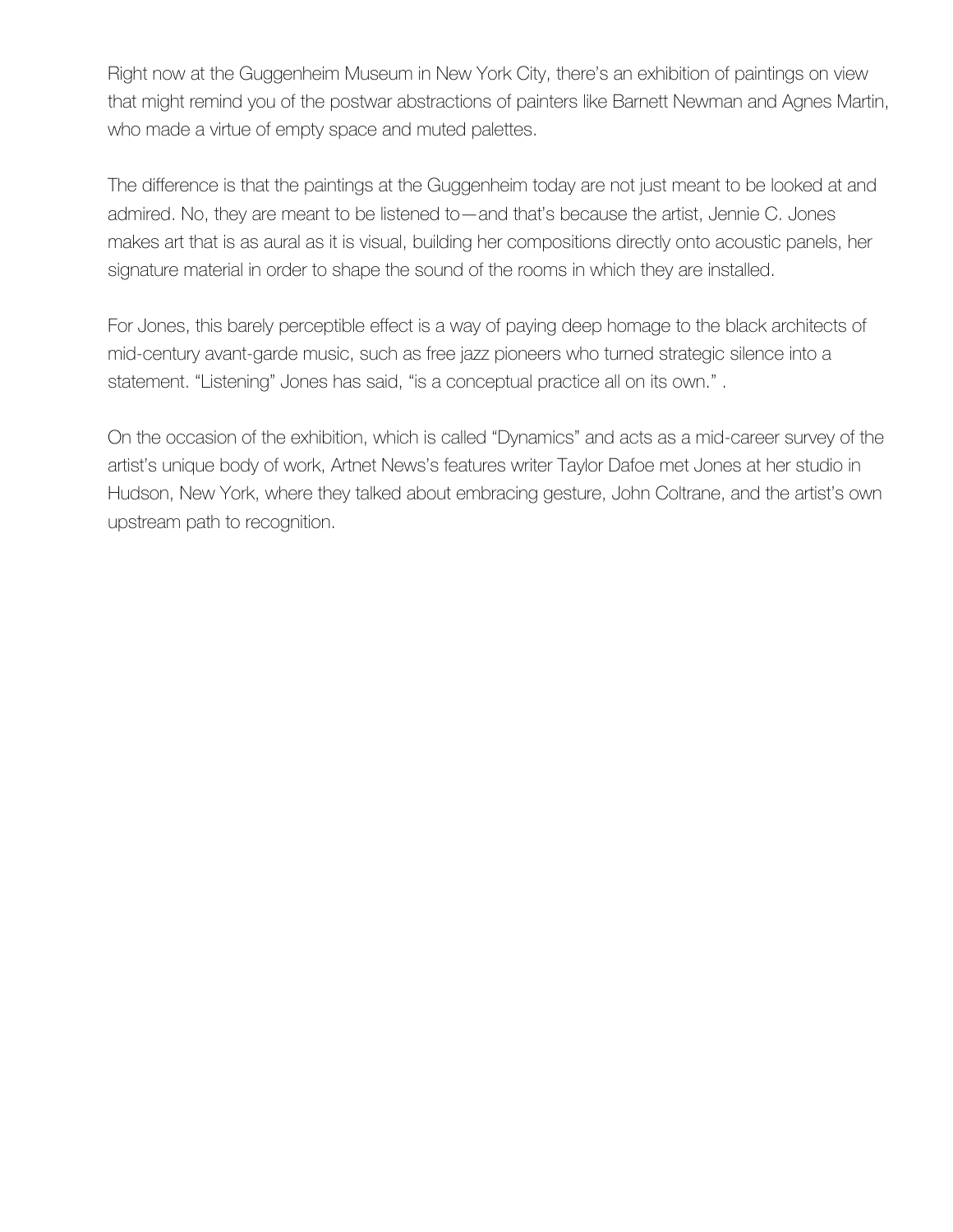Right now at the Guggenheim Museum in New York City, there's an exhibition of paintings on view that might remind you of the postwar abstractions of painters like Barnett Newman and Agnes Martin, who made a virtue of empty space and muted palettes.

The difference is that the paintings at the Guggenheim today are not just meant to be looked at and admired. No, they are meant to be listened to—and that's because the artist, Jennie C. Jones makes art that is as aural as it is visual, building her compositions directly onto acoustic panels, her signature material in order to shape the sound of the rooms in which they are installed.

For Jones, this barely perceptible effect is a way of paying deep homage to the black architects of mid-century avant-garde music, such as free jazz pioneers who turned strategic silence into a statement. "Listening" Jones has said, "is a conceptual practice all on its own." .

On the occasion of the exhibition, which is called "Dynamics" and acts as a mid-career survey of the artist's unique body of work, Artnet News's features writer Taylor Dafoe met Jones at her studio in Hudson, New York, where they talked about embracing gesture, John Coltrane, and the artist's own upstream path to recognition.